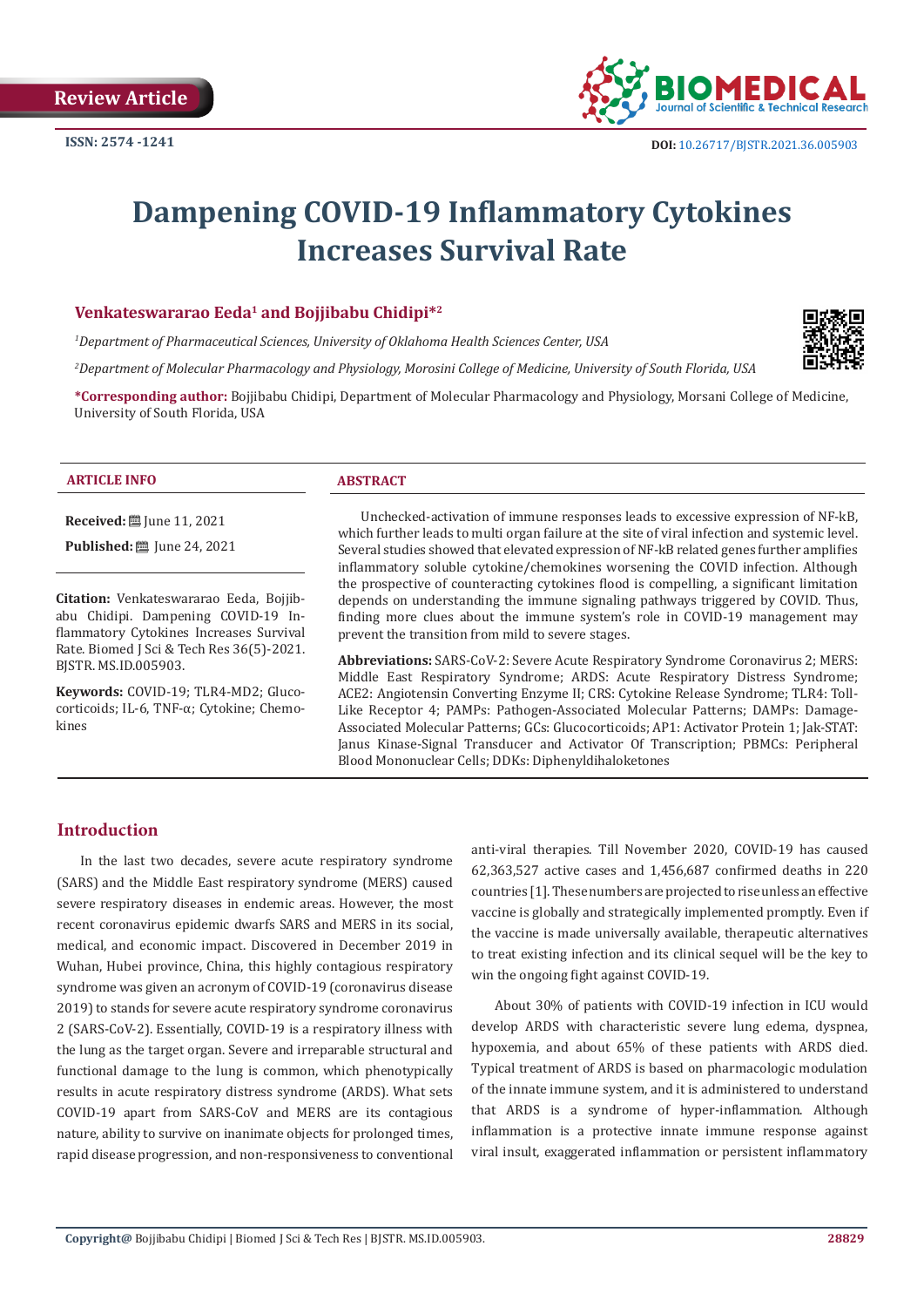Review Article

ISSN: 2574 -1241

DOI: 10.26717/BJSTR.2021.36.005903

# Dampening COVID-19 Inflammatory Cytokines Increases Survival Rate

**Venkateswararao Eeda[1] and Bojjibabu Chidipi*[2]**

[1]*Department of Pharmaceutical Sciences, University of Oklahoma Health Sciences Center, USA*

[2]*Department of Molecular Pharmacology and Physiology, Morosini College of Medicine, University of South Florida, USA*

**\*Corresponding author:** Bojjibabu Chidipi, Department of Molecular Pharmacology and Physiology, Morsani College of Medicine, University of South Florida, USA

### ARTICLE INFO

**Received:** June 11, 2021

**Published:** June 24, 2021

**Citation:** Venkateswararao Eeda, Bojjibabu Chidipi. Dampening COVID-19 Inflammatory Cytokines Increases Survival Rate. Biomed J Sci & Tech Res 36(5)-2021. BJSTR. MS.ID.005903.

**Keywords:** COVID-19; TLR4-MD2; Glucocorticoids; IL-6, TNF-α; Cytokine; Chemokines

### ABSTRACT

Unchecked-activation of immune responses leads to excessive expression of NF-kB, which further leads to multi organ failure at the site of viral infection and systemic level. Several studies showed that elevated expression of NF-kB related genes further amplifies inflammatory soluble cytokine/chemokines worsening the COVID infection. Although the prospective of counteracting cytokines flood is compelling, a significant limitation depends on understanding the immune signaling pathways triggered by COVID. Thus, finding more clues about the immune system's role in COVID-19 management may prevent the transition from mild to severe stages.

**Abbreviations:** SARS-CoV-2: Severe Acute Respiratory Syndrome Coronavirus 2; MERS: Middle East Respiratory Syndrome; ARDS: Acute Respiratory Distress Syndrome; ACE2: Angiotensin Converting Enzyme II; CRS: Cytokine Release Syndrome; TLR4: Toll-Like Receptor 4; PAMPs: Pathogen-Associated Molecular Patterns; DAMPs: Damage-Associated Molecular Patterns; GCs: Glucocorticoids; AP1: Activator Protein 1; Jak-STAT: Janus Kinase-Signal Transducer and Activator Of Transcription; PBMCs: Peripheral Blood Mononuclear Cells; DDKs: Diphenyldihaloketones

## Introduction

In the last two decades, severe acute respiratory syndrome (SARS) and the Middle East respiratory syndrome (MERS) caused severe respiratory diseases in endemic areas. However, the most recent coronavirus epidemic dwarfs SARS and MERS in its social, medical, and economic impact. Discovered in December 2019 in Wuhan, Hubei province, China, this highly contagious respiratory syndrome was given an acronym of COVID-19 (coronavirus disease 2019) to stands for severe acute respiratory syndrome coronavirus 2 (SARS-CoV-2). Essentially, COVID-19 is a respiratory illness with the lung as the target organ. Severe and irreparable structural and functional damage to the lung is common, which phenotypically results in acute respiratory distress syndrome (ARDS). What sets COVID-19 apart from SARS-CoV and MERS are its contagious nature, ability to survive on inanimate objects for prolonged times, rapid disease progression, and non-responsiveness to conventional anti-viral therapies. Till November 2020, COVID-19 has caused 62,363,527 active cases and 1,456,687 confirmed deaths in 220 countries [1]. These numbers are projected to rise unless an effective vaccine is globally and strategically implemented promptly. Even if the vaccine is made universally available, therapeutic alternatives to treat existing infection and its clinical sequel will be the key to win the ongoing fight against COVID-19.

About 30% of patients with COVID-19 infection in ICU would develop ARDS with characteristic severe lung edema, dyspnea, hypoxemia, and about 65% of these patients with ARDS died. Typical treatment of ARDS is based on pharmacologic modulation of the innate immune system, and it is administered to understand that ARDS is a syndrome of hyper-inflammation. Although inflammation is a protective innate immune response against viral insult, exaggerated inflammation or persistent inflammatory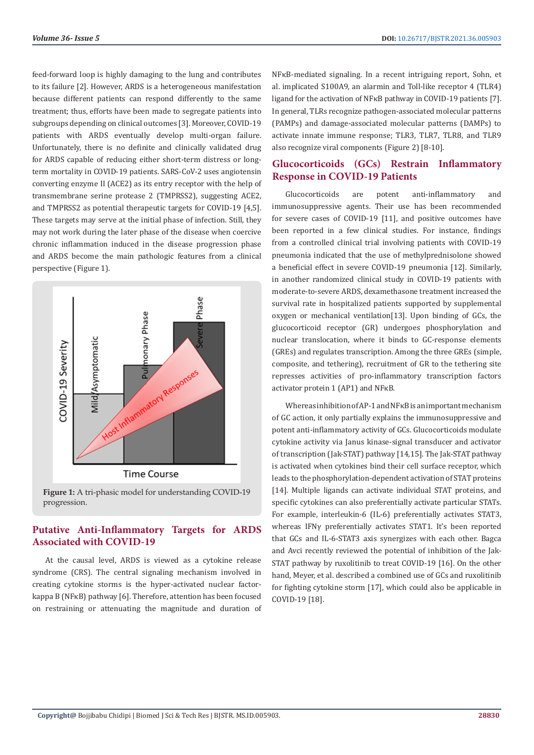feed-forward loop is highly damaging to the lung and contributes to its failure [2]. However, ARDS is a heterogeneous manifestation because different patients can respond differently to the same treatment; thus, efforts have been made to segregate patients into subgroups depending on clinical outcomes [3]. Moreover, COVID-19 patients with ARDS eventually develop multi-organ failure. Unfortunately, there is no definite and clinically validated drug for ARDS capable of reducing either short-term distress or long-term mortality in COVID-19 patients. SARS-CoV-2 uses angiotensin converting enzyme II (ACE2) as its entry receptor with the help of transmembrane serine protease 2 (TMPRSS2), suggesting ACE2, and TMPRSS2 as potential therapeutic targets for COVID-19 [4,5]. These targets may serve at the initial phase of infection. Still, they may not work during the later phase of the disease when coercive chronic inflammation induced in the disease progression phase and ARDS become the main pathologic features from a clinical perspective (Figure 1).

**Figure 1:** A tri-phasic model for understanding COVID-19 progression.

## Putative Anti-Inflammatory Targets for ARDS Associated with COVID-19

At the causal level, ARDS is viewed as a cytokine release syndrome (CRS). The central signaling mechanism involved in creating cytokine storms is the hyper-activated nuclear factor-kappa B (NFκB) pathway [6]. Therefore, attention has been focused on restraining or attenuating the magnitude and duration of NFκB-mediated signaling. In a recent intriguing report, Sohn, et al. implicated S100A9, an alarmin and Toll-like receptor 4 (TLR4) ligand for the activation of NFκB pathway in COVID-19 patients [7]. In general, TLRs recognize pathogen-associated molecular patterns (PAMPs) and damage-associated molecular patterns (DAMPs) to activate innate immune response; TLR3, TLR7, TLR8, and TLR9 also recognize viral components (Figure 2) [8-10].

## Glucocorticoids (GCs) Restrain Inflammatory Response in COVID-19 Patients

Glucocorticoids are potent anti-inflammatory and immunosuppressive agents. Their use has been recommended for severe cases of COVID-19 [11], and positive outcomes have been reported in a few clinical studies. For instance, findings from a controlled clinical trial involving patients with COVID-19 pneumonia indicated that the use of methylprednisolone showed a beneficial effect in severe COVID-19 pneumonia [12]. Similarly, in another randomized clinical study in COVID-19 patients with moderate-to-severe ARDS, dexamethasone treatment increased the survival rate in hospitalized patients supported by supplemental oxygen or mechanical ventilation[13]. Upon binding of GCs, the glucocorticoid receptor (GR) undergoes phosphorylation and nuclear translocation, where it binds to GC-response elements (GREs) and regulates transcription. Among the three GREs (simple, composite, and tethering), recruitment of GR to the tethering site represses activities of pro-inflammatory transcription factors activator protein 1 (AP1) and NFκB.

Whereas inhibition of AP-1 and NFκB is an important mechanism of GC action, it only partially explains the immunosuppressive and potent anti-inflammatory activity of GCs. Glucocorticoids modulate cytokine activity via Janus kinase-signal transducer and activator of transcription (Jak-STAT) pathway [14,15]. The Jak-STAT pathway is activated when cytokines bind their cell surface receptor, which leads to the phosphorylation-dependent activation of STAT proteins [14]. Multiple ligands can activate individual STAT proteins, and specific cytokines can also preferentially activate particular STATs. For example, interleukin-6 (IL-6) preferentially activates STAT3, whereas IFNγ preferentially activates STAT1. It's been reported that GCs and IL-6-STAT3 axis synergizes with each other. Bagca and Avci recently reviewed the potential of inhibition of the Jak-STAT pathway by ruxolitinib to treat COVID-19 [16]. On the other hand, Meyer, et al. described a combined use of GCs and ruxolitinib for fighting cytokine storm [17], which could also be applicable in COVID-19 [18].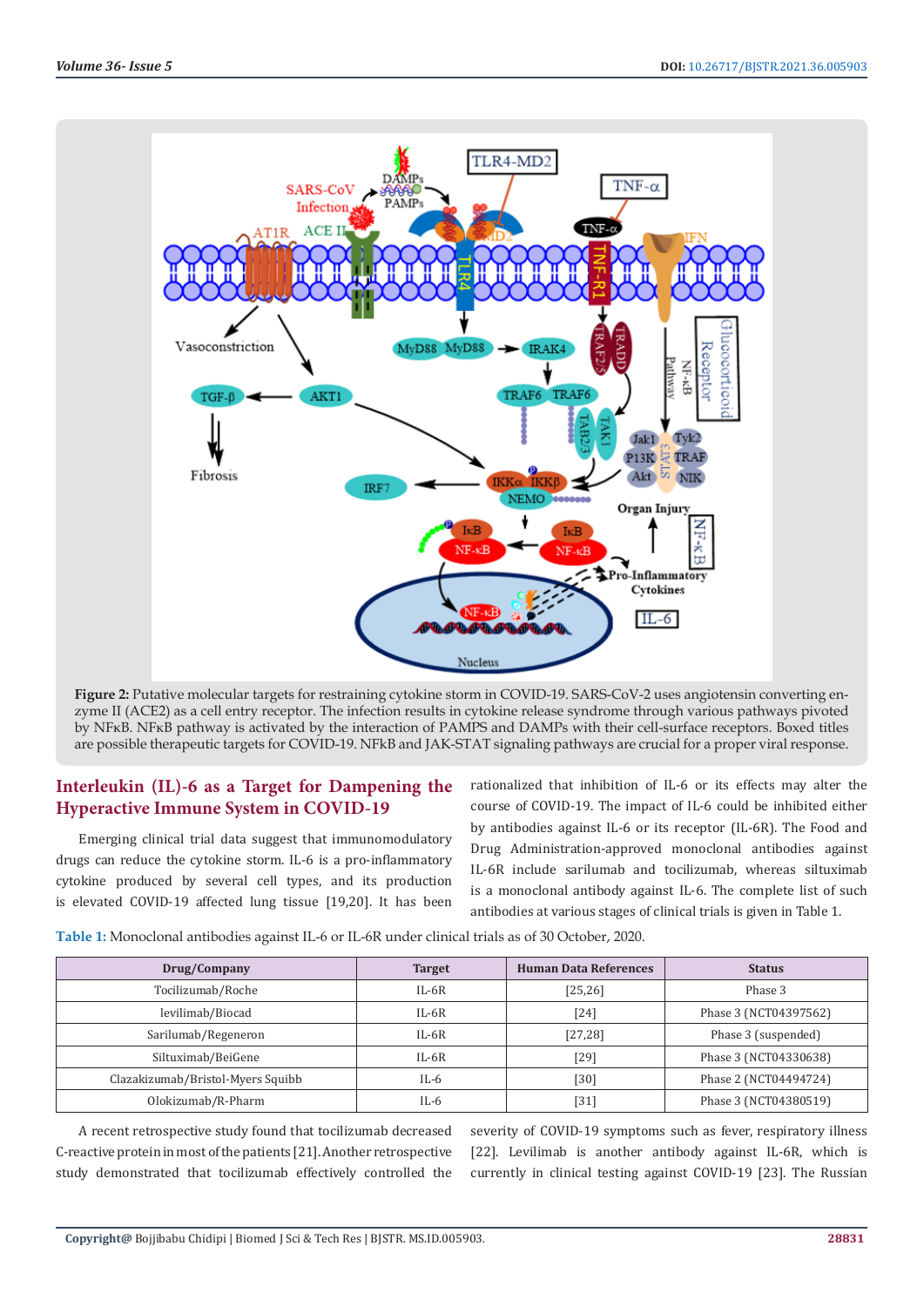**Figure 2:** Putative molecular targets for restraining cytokine storm in COVID-19. SARS-CoV-2 uses angiotensin converting enzyme II (ACE2) as a cell entry receptor. The infection results in cytokine release syndrome through various pathways pivoted by NFκB. NFκB pathway is activated by the interaction of PAMPS and DAMPs with their cell-surface receptors. Boxed titles are possible therapeutic targets for COVID-19. NFkB and JAK-STAT signaling pathways are crucial for a proper viral response.

## Interleukin (IL)-6 as a Target for Dampening the Hyperactive Immune System in COVID-19

Emerging clinical trial data suggest that immunomodulatory drugs can reduce the cytokine storm. IL-6 is a pro-inflammatory cytokine produced by several cell types, and its production is elevated COVID-19 affected lung tissue [19,20]. It has been rationalized that inhibition of IL-6 or its effects may alter the course of COVID-19. The impact of IL-6 could be inhibited either by antibodies against IL-6 or its receptor (IL-6R). The Food and Drug Administration-approved monoclonal antibodies against IL-6R include sarilumab and tocilizumab, whereas siltuximab is a monoclonal antibody against IL-6. The complete list of such antibodies at various stages of clinical trials is given in Table 1.

**Table 1:** Monoclonal antibodies against IL-6 or IL-6R under clinical trials as of 30 October, 2020.

| Drug/Company | Target | Human Data References | Status |
|---|---|---|---|
| Tocilizumab/Roche | IL-6R | [25,26] | Phase 3 |
| levilimab/Biocad | IL-6R | [24] | Phase 3 (NCT04397562) |
| Sarilumab/Regeneron | IL-6R | [27,28] | Phase 3 (suspended) |
| Siltuximab/BeiGene | IL-6R | [29] | Phase 3 (NCT04330638) |
| Clazakizumab/Bristol-Myers Squibb | IL-6 | [30] | Phase 2 (NCT04494724) |
| Olokizumab/R-Pharm | IL-6 | [31] | Phase 3 (NCT04380519) |

A recent retrospective study found that tocilizumab decreased C-reactive protein in most of the patients [21]. Another retrospective study demonstrated that tocilizumab effectively controlled the severity of COVID-19 symptoms such as fever, respiratory illness [22]. Levilimab is another antibody against IL-6R, which is currently in clinical testing against COVID-19 [23]. The Russian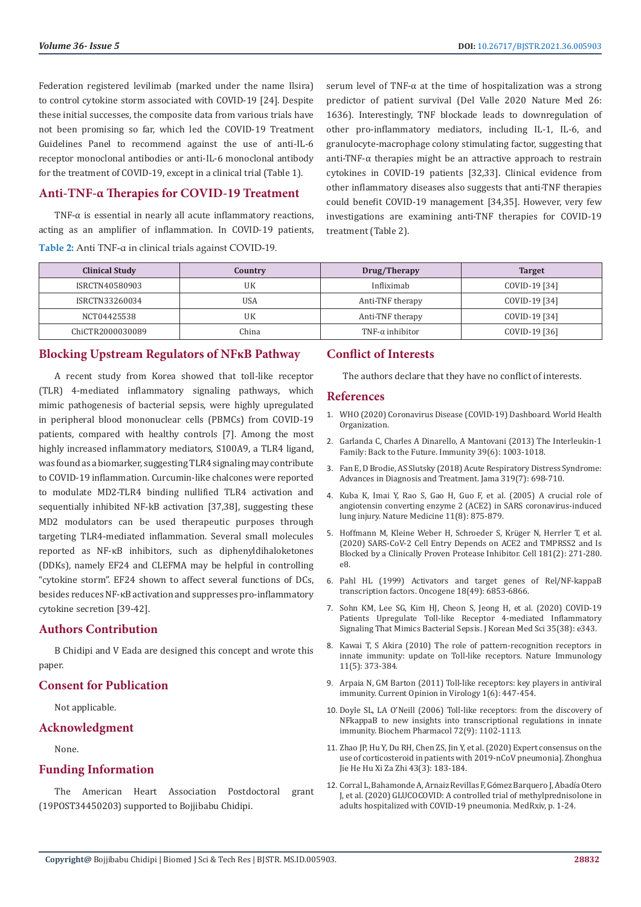Federation registered levilimab (marked under the name Ilsira) to control cytokine storm associated with COVID-19 [24]. Despite these initial successes, the composite data from various trials have not been promising so far, which led the COVID-19 Treatment Guidelines Panel to recommend against the use of anti-IL-6 receptor monoclonal antibodies or anti-IL-6 monoclonal antibody for the treatment of COVID-19, except in a clinical trial (Table 1).

## Anti-TNF-α Therapies for COVID-19 Treatment

TNF-α is essential in nearly all acute inflammatory reactions, acting as an amplifier of inflammation. In COVID-19 patients, serum level of TNF-α at the time of hospitalization was a strong predictor of patient survival (Del Valle 2020 Nature Med 26: 1636). Interestingly, TNF blockade leads to downregulation of other pro-inflammatory mediators, including IL-1, IL-6, and granulocyte-macrophage colony stimulating factor, suggesting that anti-TNF-α therapies might be an attractive approach to restrain cytokines in COVID-19 patients [32,33]. Clinical evidence from other inflammatory diseases also suggests that anti-TNF therapies could benefit COVID-19 management [34,35]. However, very few investigations are examining anti-TNF therapies for COVID-19 treatment (Table 2).

**Table 2:** Anti TNF-α in clinical trials against COVID-19.

| Clinical Study | Country | Drug/Therapy | Target |
|---|---|---|---|
| ISRCTN40580903 | UK | Infliximab | COVID-19 [34] |
| ISRCTN33260034 | USA | Anti-TNF therapy | COVID-19 [34] |
| NCT04425538 | UK | Anti-TNF therapy | COVID-19 [34] |
| ChiCTR2000030089 | China | TNF-α inhibitor | COVID-19 [36] |

## Blocking Upstream Regulators of NFκB Pathway

A recent study from Korea showed that toll-like receptor (TLR) 4-mediated inflammatory signaling pathways, which mimic pathogenesis of bacterial sepsis, were highly upregulated in peripheral blood mononuclear cells (PBMCs) from COVID-19 patients, compared with healthy controls [7]. Among the most highly increased inflammatory mediators, S100A9, a TLR4 ligand, was found as a biomarker, suggesting TLR4 signaling may contribute to COVID-19 inflammation. Curcumin-like chalcones were reported to modulate MD2-TLR4 binding nullified TLR4 activation and sequentially inhibited NF-kB activation [37,38], suggesting these MD2 modulators can be used therapeutic purposes through targeting TLR4-mediated inflammation. Several small molecules reported as NF-κB inhibitors, such as diphenyldihaloketones (DDKs), namely EF24 and CLEFMA may be helpful in controlling "cytokine storm". EF24 shown to affect several functions of DCs, besides reduces NF-κB activation and suppresses pro-inflammatory cytokine secretion [39-42].

## Authors Contribution

B Chidipi and V Eada are designed this concept and wrote this paper.

## Consent for Publication

Not applicable.

## Acknowledgment

None.

## Funding Information

The American Heart Association Postdoctoral grant (19POST34450203) supported to Bojjibabu Chidipi.

## Conflict of Interests

The authors declare that they have no conflict of interests.

## References

1. WHO (2020) Coronavirus Disease (COVID-19) Dashboard. World Health Organization.
2. Garlanda C, Charles A Dinarello, A Mantovani (2013) The Interleukin-1 Family: Back to the Future. Immunity 39(6): 1003-1018.
3. Fan E, D Brodie, AS Slutsky (2018) Acute Respiratory Distress Syndrome: Advances in Diagnosis and Treatment. Jama 319(7): 698-710.
4. Kuba K, Imai Y, Rao S, Gao H, Guo F, et al. (2005) A crucial role of angiotensin converting enzyme 2 (ACE2) in SARS coronavirus-induced lung injury. Nature Medicine 11(8): 875-879.
5. Hoffmann M, Kleine Weber H, Schroeder S, Krüger N, Herrler T, et al. (2020) SARS-CoV-2 Cell Entry Depends on ACE2 and TMPRSS2 and Is Blocked by a Clinically Proven Protease Inhibitor. Cell 181(2): 271-280. e8.
6. Pahl HL (1999) Activators and target genes of Rel/NF-kappaB transcription factors. Oncogene 18(49): 6853-6866.
7. Sohn KM, Lee SG, Kim HJ, Cheon S, Jeong H, et al. (2020) COVID-19 Patients Upregulate Toll-like Receptor 4-mediated Inflammatory Signaling That Mimics Bacterial Sepsis. J Korean Med Sci 35(38): e343.
8. Kawai T, S Akira (2010) The role of pattern-recognition receptors in innate immunity: update on Toll-like receptors. Nature Immunology 11(5): 373-384.
9. Arpaia N, GM Barton (2011) Toll-like receptors: key players in antiviral immunity. Current Opinion in Virology 1(6): 447-454.
10. Doyle SL, LA O'Neill (2006) Toll-like receptors: from the discovery of NFkappaB to new insights into transcriptional regulations in innate immunity. Biochem Pharmacol 72(9): 1102-1113.
11. Zhao JP, Hu Y, Du RH, Chen ZS, Jin Y, et al. (2020) Expert consensus on the use of corticosteroid in patients with 2019-nCoV pneumonia]. Zhonghua Jie He Hu Xi Za Zhi 43(3): 183-184.
12. Corral L, Bahamonde A, Arnaiz Revillas F, Gómez Barquero J, Abadía Otero J, et al. (2020) GLUCOCOVID: A controlled trial of methylprednisolone in adults hospitalized with COVID-19 pneumonia. MedRxiv, p. 1-24.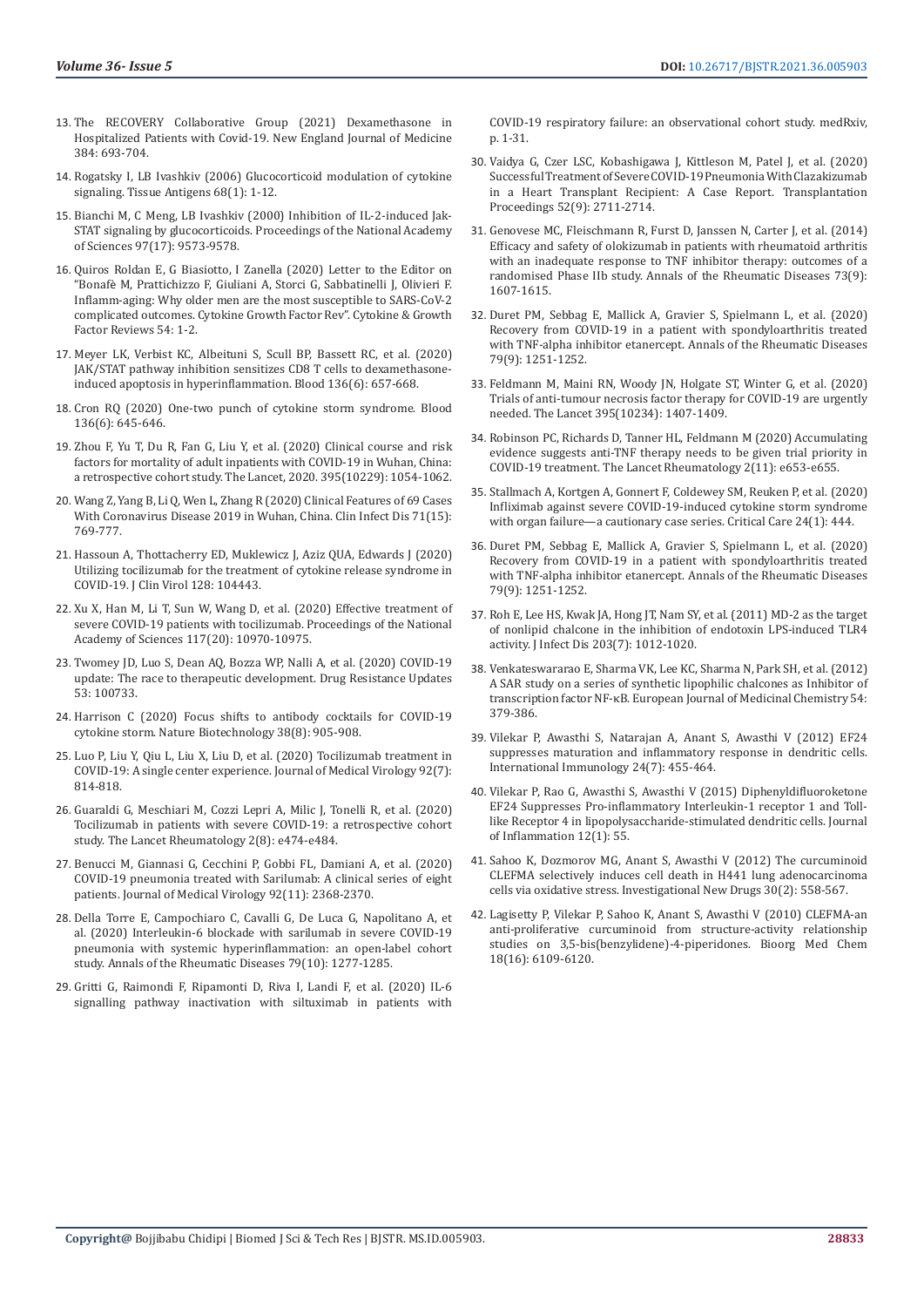13. The RECOVERY Collaborative Group (2021) Dexamethasone in Hospitalized Patients with Covid-19. New England Journal of Medicine 384: 693-704.
14. Rogatsky I, LB Ivashkiv (2006) Glucocorticoid modulation of cytokine signaling. Tissue Antigens 68(1): 1-12.
15. Bianchi M, C Meng, LB Ivashkiv (2000) Inhibition of IL-2-induced Jak-STAT signaling by glucocorticoids. Proceedings of the National Academy of Sciences 97(17): 9573-9578.
16. Quiros Roldan E, G Biasiotto, I Zanella (2020) Letter to the Editor on "Bonafè M, Prattichizzo F, Giuliani A, Storci G, Sabbatinelli J, Olivieri F. Inflamm-aging: Why older men are the most susceptible to SARS-CoV-2 complicated outcomes. Cytokine Growth Factor Rev". Cytokine & Growth Factor Reviews 54: 1-2.
17. Meyer LK, Verbist KC, Albeituni S, Scull BP, Bassett RC, et al. (2020) JAK/STAT pathway inhibition sensitizes CD8 T cells to dexamethasone-induced apoptosis in hyperinflammation. Blood 136(6): 657-668.
18. Cron RQ (2020) One-two punch of cytokine storm syndrome. Blood 136(6): 645-646.
19. Zhou F, Yu T, Du R, Fan G, Liu Y, et al. (2020) Clinical course and risk factors for mortality of adult inpatients with COVID-19 in Wuhan, China: a retrospective cohort study. The Lancet, 2020. 395(10229): 1054-1062.
20. Wang Z, Yang B, Li Q, Wen L, Zhang R (2020) Clinical Features of 69 Cases With Coronavirus Disease 2019 in Wuhan, China. Clin Infect Dis 71(15): 769-777.
21. Hassoun A, Thottacherry ED, Muklewicz J, Aziz QUA, Edwards J (2020) Utilizing tocilizumab for the treatment of cytokine release syndrome in COVID-19. J Clin Virol 128: 104443.
22. Xu X, Han M, Li T, Sun W, Wang D, et al. (2020) Effective treatment of severe COVID-19 patients with tocilizumab. Proceedings of the National Academy of Sciences 117(20): 10970-10975.
23. Twomey JD, Luo S, Dean AQ, Bozza WP, Nalli A, et al. (2020) COVID-19 update: The race to therapeutic development. Drug Resistance Updates 53: 100733.
24. Harrison C (2020) Focus shifts to antibody cocktails for COVID-19 cytokine storm. Nature Biotechnology 38(8): 905-908.
25. Luo P, Liu Y, Qiu L, Liu X, Liu D, et al. (2020) Tocilizumab treatment in COVID-19: A single center experience. Journal of Medical Virology 92(7): 814-818.
26. Guaraldi G, Meschiari M, Cozzi Lepri A, Milic J, Tonelli R, et al. (2020) Tocilizumab in patients with severe COVID-19: a retrospective cohort study. The Lancet Rheumatology 2(8): e474-e484.
27. Benucci M, Giannasi G, Cecchini P, Gobbi FL, Damiani A, et al. (2020) COVID-19 pneumonia treated with Sarilumab: A clinical series of eight patients. Journal of Medical Virology 92(11): 2368-2370.
28. Della Torre E, Campochiaro C, Cavalli G, De Luca G, Napolitano A, et al. (2020) Interleukin-6 blockade with sarilumab in severe COVID-19 pneumonia with systemic hyperinflammation: an open-label cohort study. Annals of the Rheumatic Diseases 79(10): 1277-1285.
29. Gritti G, Raimondi F, Ripamonti D, Riva I, Landi F, et al. (2020) IL-6 signalling pathway inactivation with siltuximab in patients with COVID-19 respiratory failure: an observational cohort study. medRxiv, p. 1-31.
30. Vaidya G, Czer LSC, Kobashigawa J, Kittleson M, Patel J, et al. (2020) Successful Treatment of Severe COVID-19 Pneumonia With Clazakizumab in a Heart Transplant Recipient: A Case Report. Transplantation Proceedings 52(9): 2711-2714.
31. Genovese MC, Fleischmann R, Furst D, Janssen N, Carter J, et al. (2014) Efficacy and safety of olokizumab in patients with rheumatoid arthritis with an inadequate response to TNF inhibitor therapy: outcomes of a randomised Phase IIb study. Annals of the Rheumatic Diseases 73(9): 1607-1615.
32. Duret PM, Sebbag E, Mallick A, Gravier S, Spielmann L, et al. (2020) Recovery from COVID-19 in a patient with spondyloarthritis treated with TNF-alpha inhibitor etanercept. Annals of the Rheumatic Diseases 79(9): 1251-1252.
33. Feldmann M, Maini RN, Woody JN, Holgate ST, Winter G, et al. (2020) Trials of anti-tumour necrosis factor therapy for COVID-19 are urgently needed. The Lancet 395(10234): 1407-1409.
34. Robinson PC, Richards D, Tanner HL, Feldmann M (2020) Accumulating evidence suggests anti-TNF therapy needs to be given trial priority in COVID-19 treatment. The Lancet Rheumatology 2(11): e653-e655.
35. Stallmach A, Kortgen A, Gonnert F, Coldewey SM, Reuken P, et al. (2020) Infliximab against severe COVID-19-induced cytokine storm syndrome with organ failure—a cautionary case series. Critical Care 24(1): 444.
36. Duret PM, Sebbag E, Mallick A, Gravier S, Spielmann L, et al. (2020) Recovery from COVID-19 in a patient with spondyloarthritis treated with TNF-alpha inhibitor etanercept. Annals of the Rheumatic Diseases 79(9): 1251-1252.
37. Roh E, Lee HS, Kwak JA, Hong JT, Nam SY, et al. (2011) MD-2 as the target of nonlipid chalcone in the inhibition of endotoxin LPS-induced TLR4 activity. J Infect Dis 203(7): 1012-1020.
38. Venkateswararao E, Sharma VK, Lee KC, Sharma N, Park SH, et al. (2012) A SAR study on a series of synthetic lipophilic chalcones as Inhibitor of transcription factor NF-κB. European Journal of Medicinal Chemistry 54: 379-386.
39. Vilekar P, Awasthi S, Natarajan A, Anant S, Awasthi V (2012) EF24 suppresses maturation and inflammatory response in dendritic cells. International Immunology 24(7): 455-464.
40. Vilekar P, Rao G, Awasthi S, Awasthi V (2015) Diphenyldifluoroketone EF24 Suppresses Pro-inflammatory Interleukin-1 receptor 1 and Toll-like Receptor 4 in lipopolysaccharide-stimulated dendritic cells. Journal of Inflammation 12(1): 55.
41. Sahoo K, Dozmorov MG, Anant S, Awasthi V (2012) The curcuminoid CLEFMA selectively induces cell death in H441 lung adenocarcinoma cells via oxidative stress. Investigational New Drugs 30(2): 558-567.
42. Lagisetty P, Vilekar P, Sahoo K, Anant S, Awasthi V (2010) CLEFMA-an anti-proliferative curcuminoid from structure-activity relationship studies on 3,5-bis(benzylidene)-4-piperidones. Bioorg Med Chem 18(16): 6109-6120.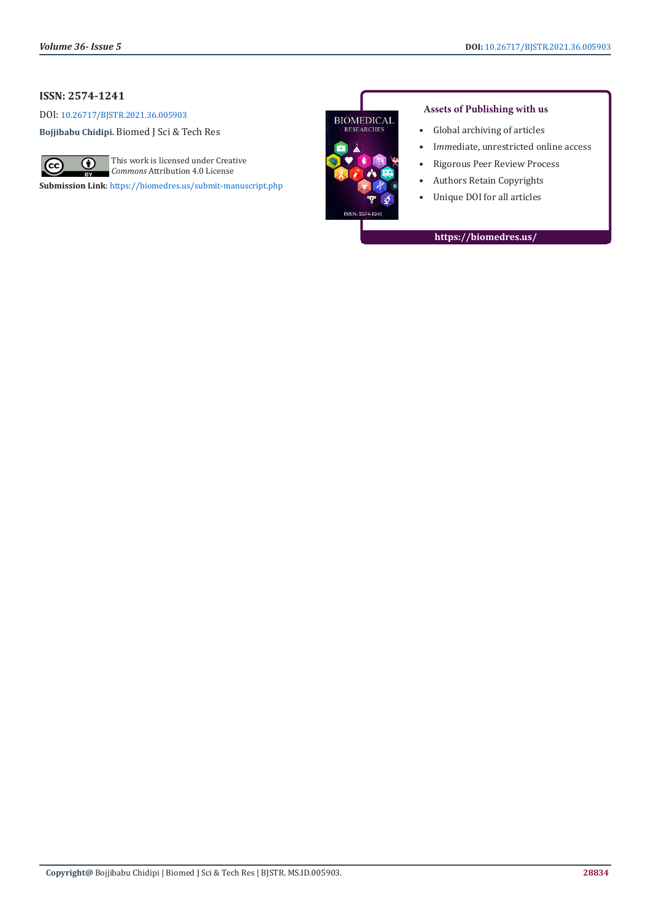**ISSN: 2574-1241**

DOI: 10.26717/BJSTR.2021.36.005903

**Bojjibabu Chidipi.** Biomed J Sci & Tech Res

This work is licensed under Creative *Commons* Attribution 4.0 License

**Submission Link**: https://biomedres.us/submit-manuscript.php

### Assets of Publishing with us

- Global archiving of articles
- Immediate, unrestricted online access
- Rigorous Peer Review Process
- Authors Retain Copyrights
- Unique DOI for all articles

**https://biomedres.us/**